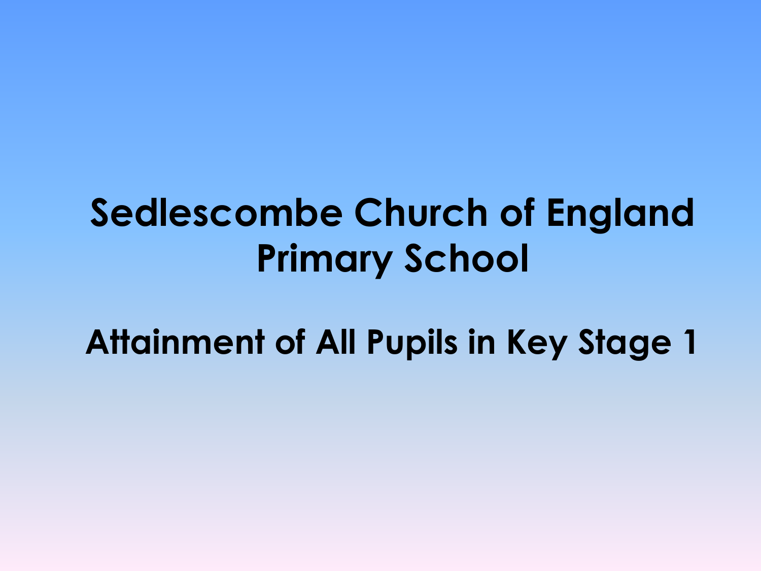# Sedlescombe Church of England Primary School

## Attainment of All Pupils in Key Stage 1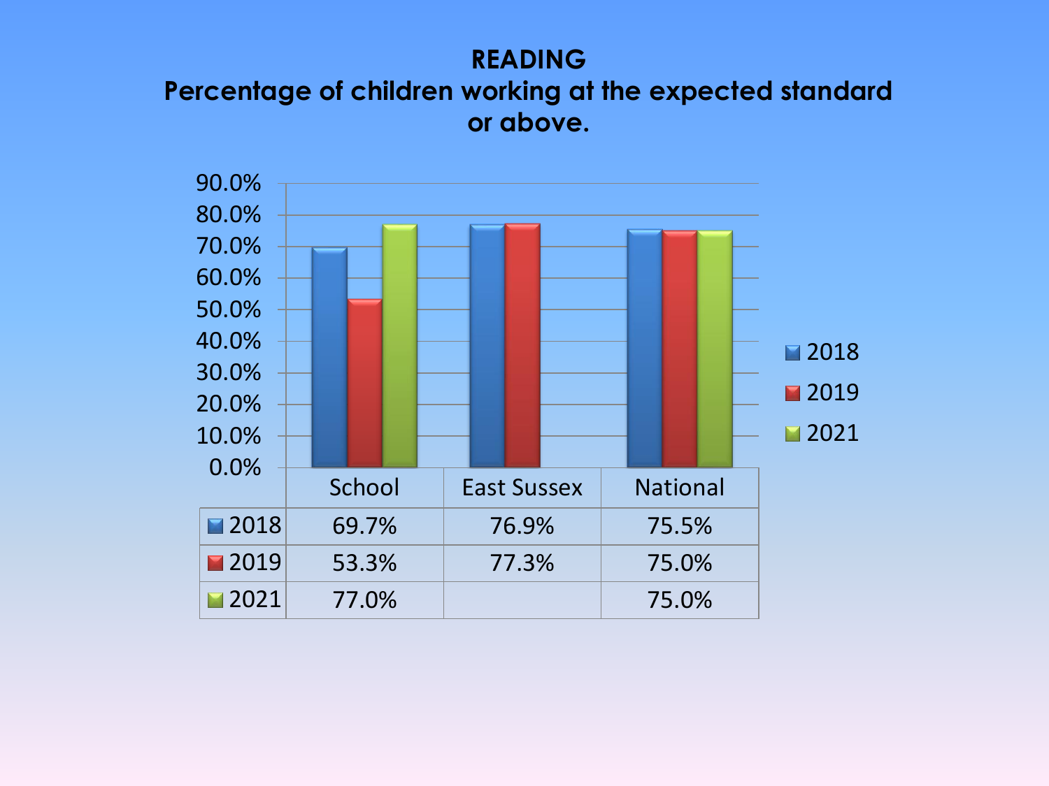## READING
### Percentage of children working at the expected standard or above.

| | School | East Sussex | National |
|---|---|---|---|
| 2018 | 69.7% | 76.9% | 75.5% |
| 2019 | 53.3% | 77.3% | 75.0% |
| 2021 | 77.0% | | 75.0% |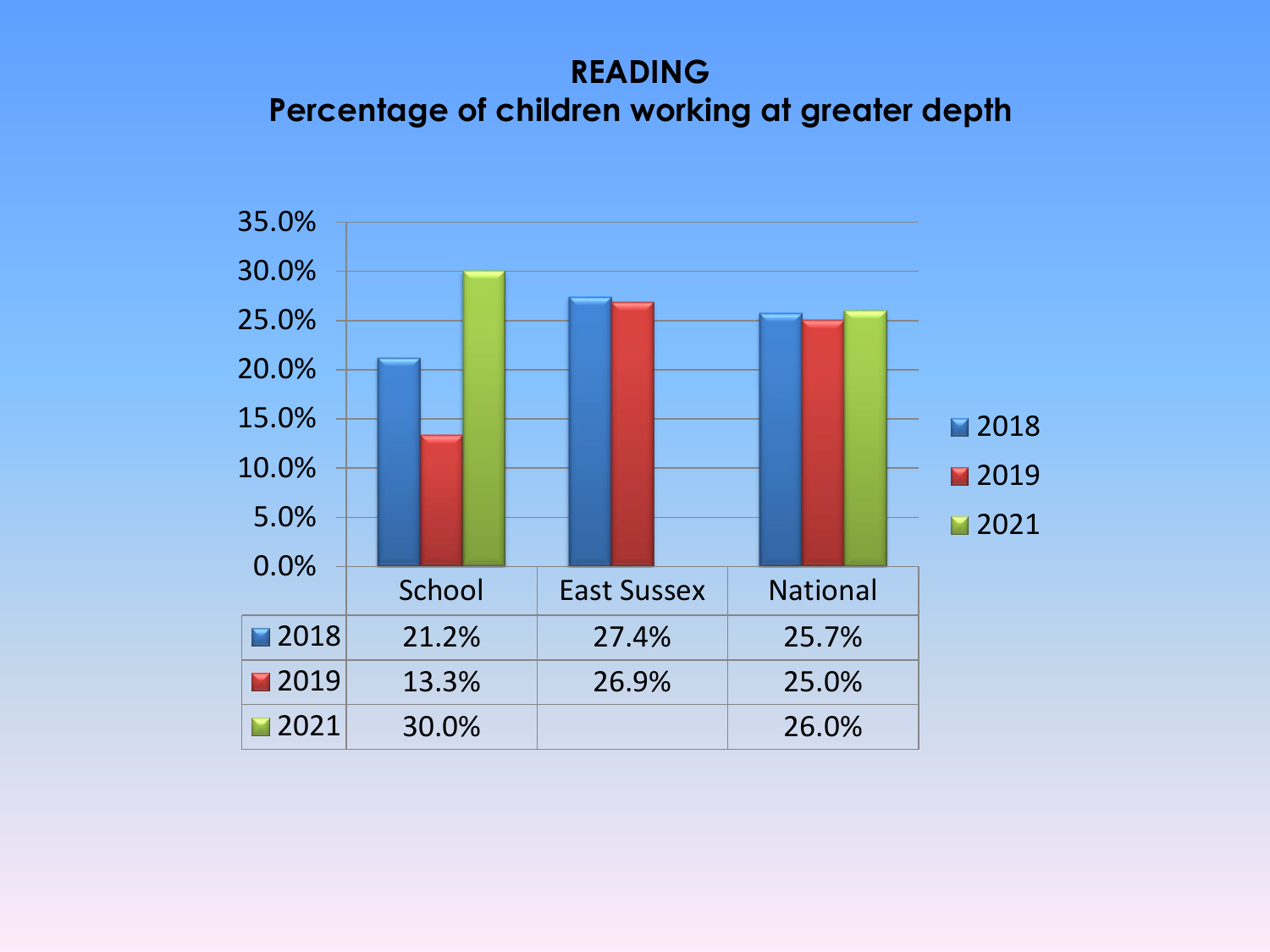# READING
## Percentage of children working at greater depth

| | School | East Sussex | National |
|---|---|---|---|
| 2018 | 21.2% | 27.4% | 25.7% |
| 2019 | 13.3% | 26.9% | 25.0% |
| 2021 | 30.0% | | 26.0% |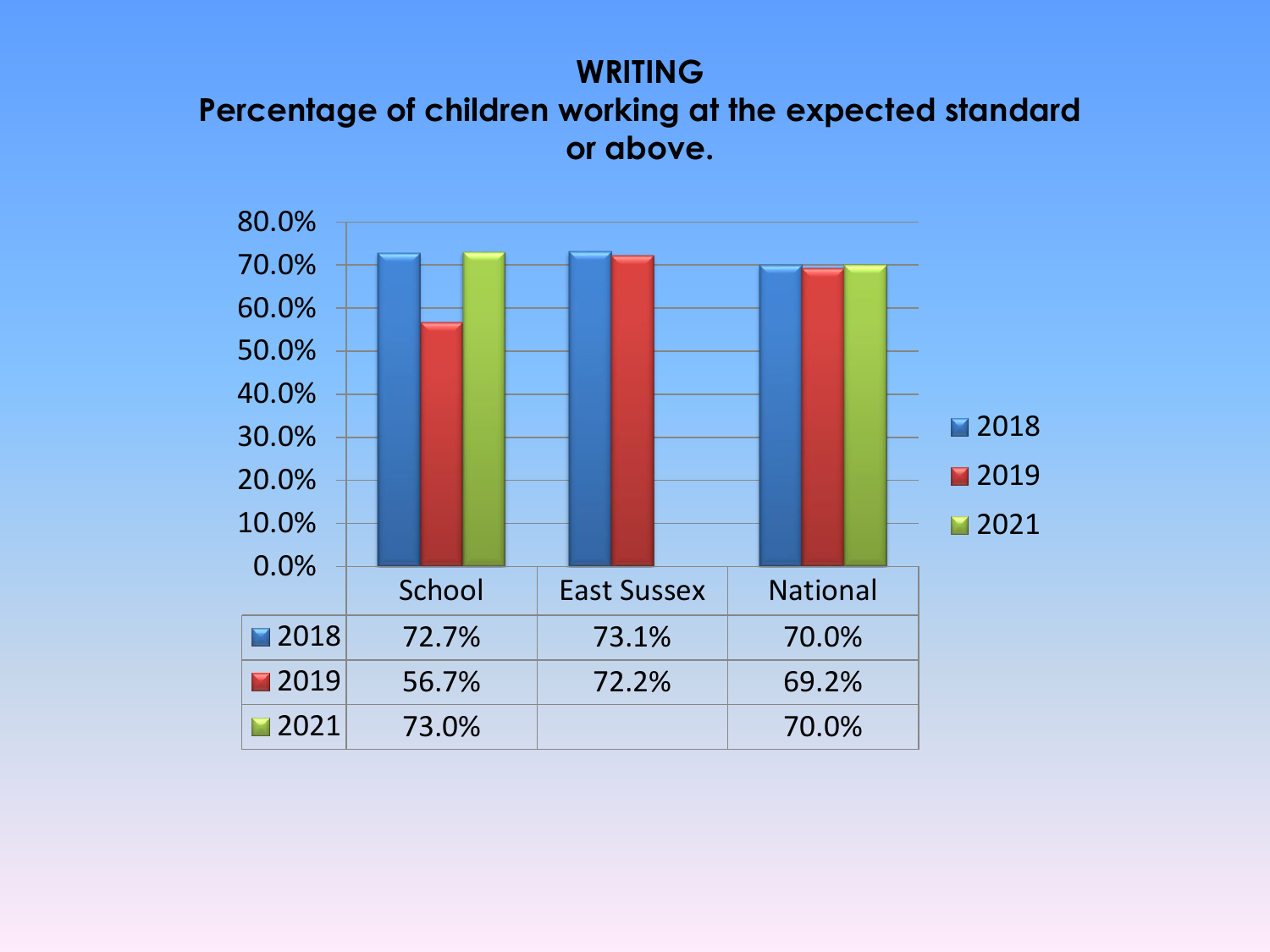# WRITING

## Percentage of children working at the expected standard or above.

| | School | East Sussex | National |
|---|---|---|---|
| 2018 | 72.7% | 73.1% | 70.0% |
| 2019 | 56.7% | 72.2% | 69.2% |
| 2021 | 73.0% | | 70.0% |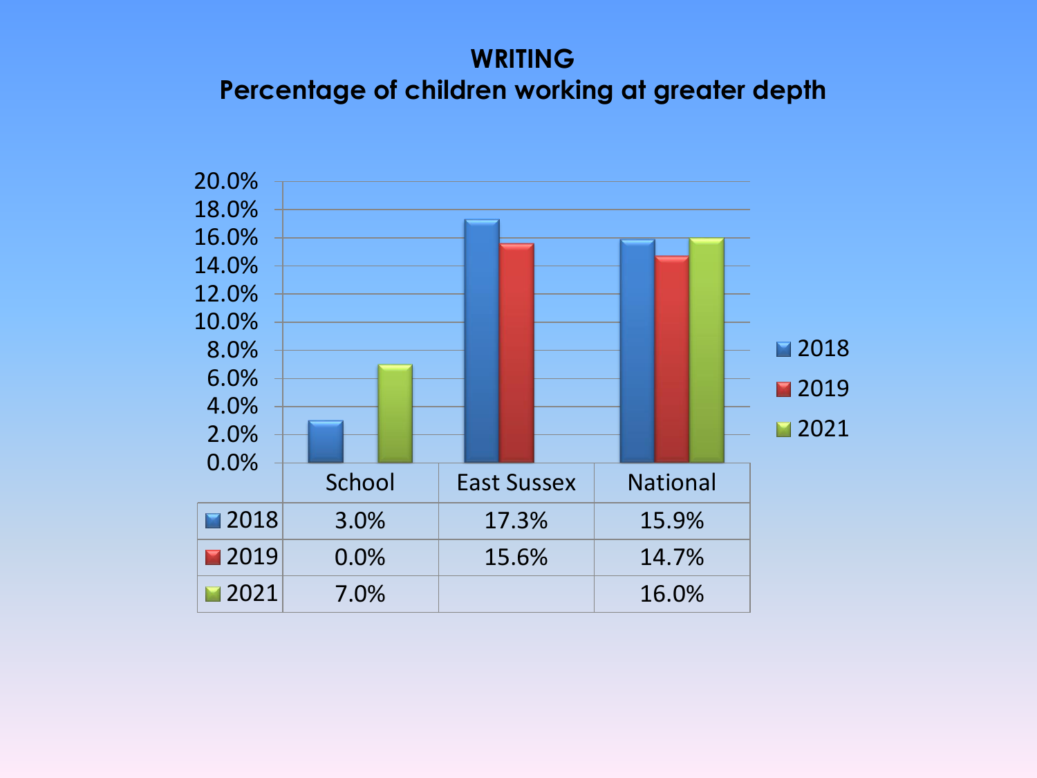# WRITING
## Percentage of children working at greater depth

| | School | East Sussex | National |
|---|---|---|---|
| 2018 | 3.0% | 17.3% | 15.9% |
| 2019 | 0.0% | 15.6% | 14.7% |
| 2021 | 7.0% | | 16.0% |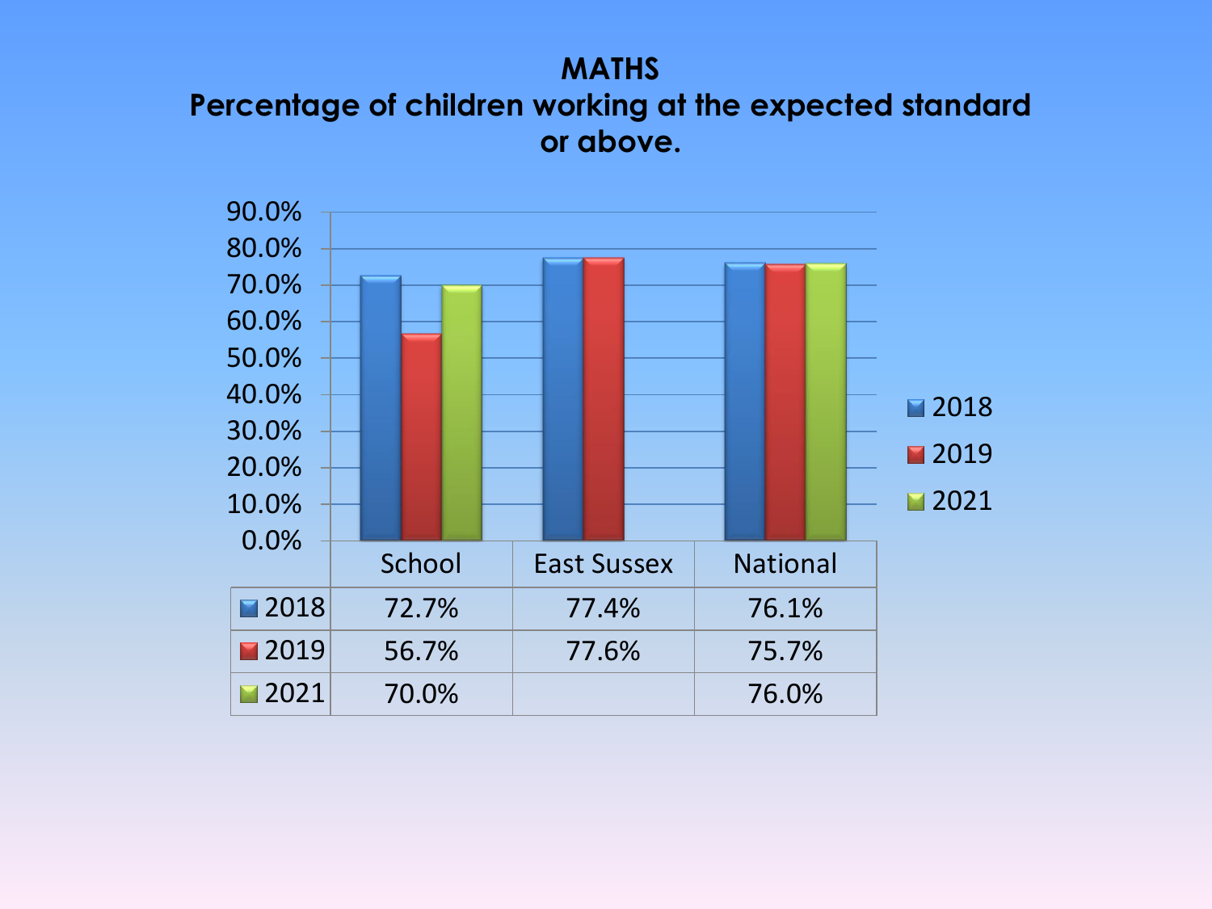**MATHS**
**Percentage of children working at the expected standard or above.**

| | School | East Sussex | National |
|---|---|---|---|
| 2018 | 72.7% | 77.4% | 76.1% |
| 2019 | 56.7% | 77.6% | 75.7% |
| 2021 | 70.0% | | 76.0% |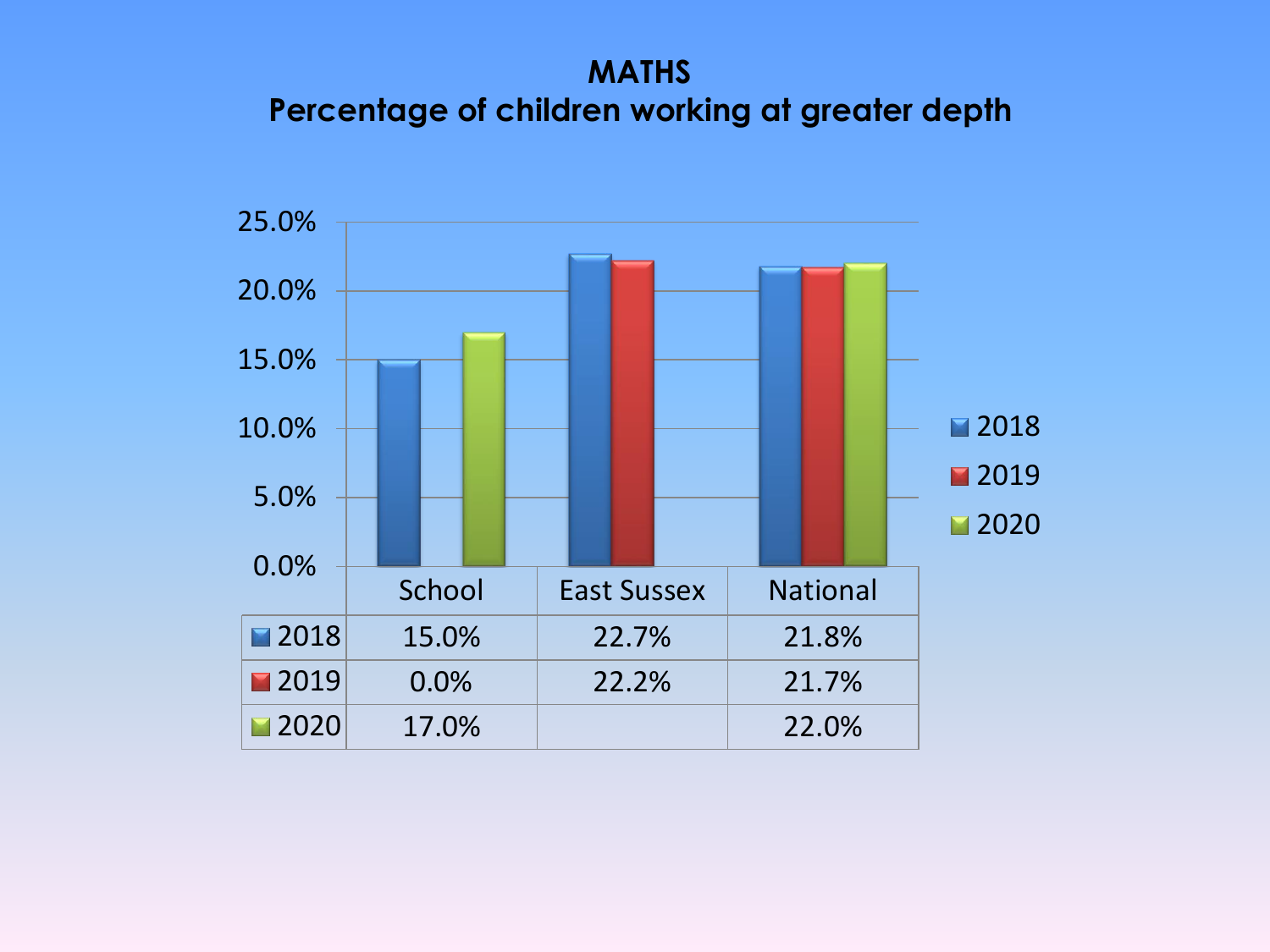# MATHS

## Percentage of children working at greater depth

| | School | East Sussex | National |
|---|---|---|---|
| 2018 | 15.0% | 22.7% | 21.8% |
| 2019 | 0.0% | 22.2% | 21.7% |
| 2020 | 17.0% | | 22.0% |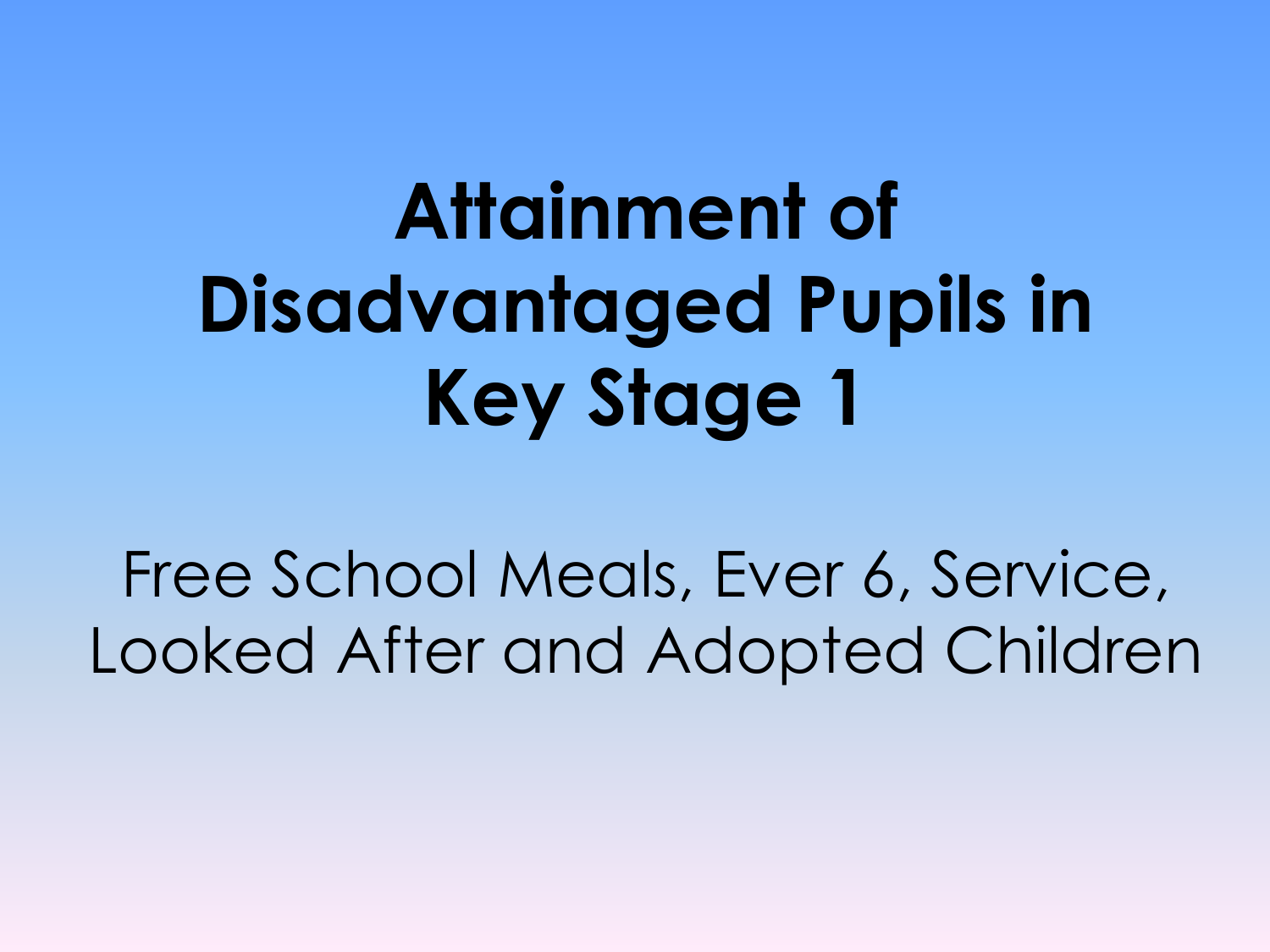# Attainment of Disadvantaged Pupils in Key Stage 1

Free School Meals, Ever 6, Service, Looked After and Adopted Children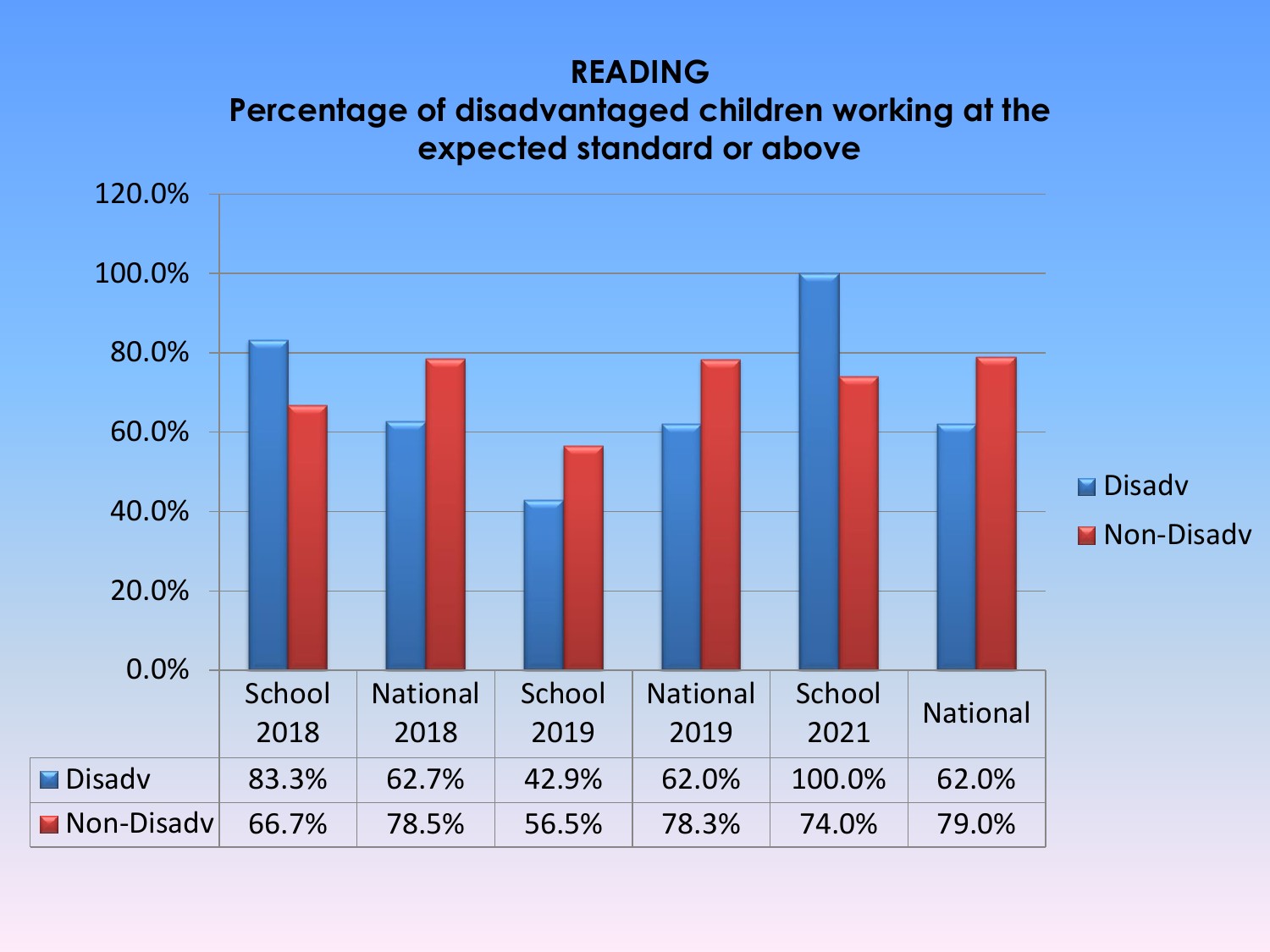# READING
## Percentage of disadvantaged children working at the expected standard or above

| | School 2018 | National 2018 | School 2019 | National 2019 | School 2021 | National |
|---|---|---|---|---|---|---|
| Disadv | 83.3% | 62.7% | 42.9% | 62.0% | 100.0% | 62.0% |
| Non-Disadv | 66.7% | 78.5% | 56.5% | 78.3% | 74.0% | 79.0% |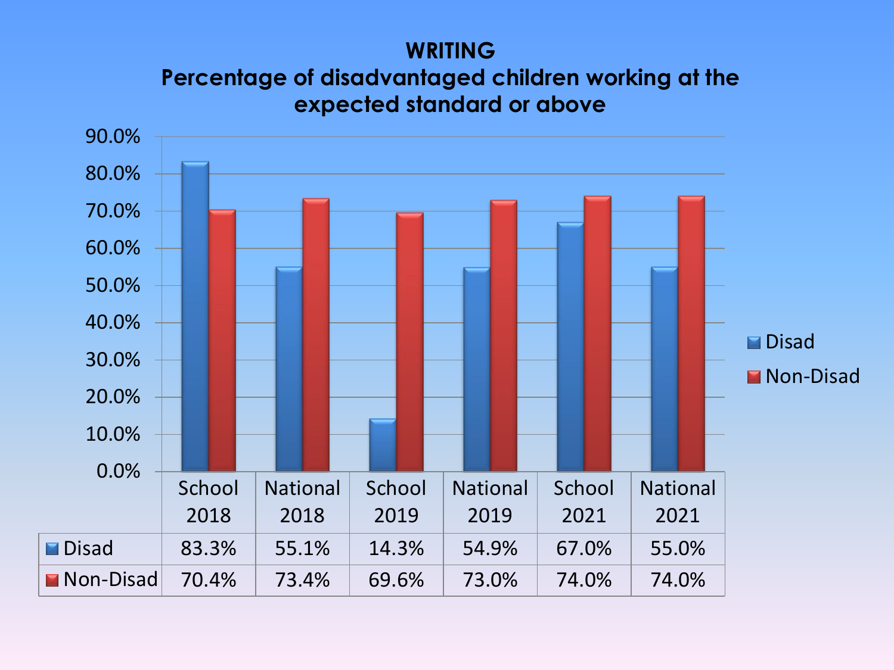**WRITING**
**Percentage of disadvantaged children working at the expected standard or above**

| | School 2018 | National 2018 | School 2019 | National 2019 | School 2021 | National 2021 |
|---|---|---|---|---|---|---|
| Disad | 83.3% | 55.1% | 14.3% | 54.9% | 67.0% | 55.0% |
| Non-Disad | 70.4% | 73.4% | 69.6% | 73.0% | 74.0% | 74.0% |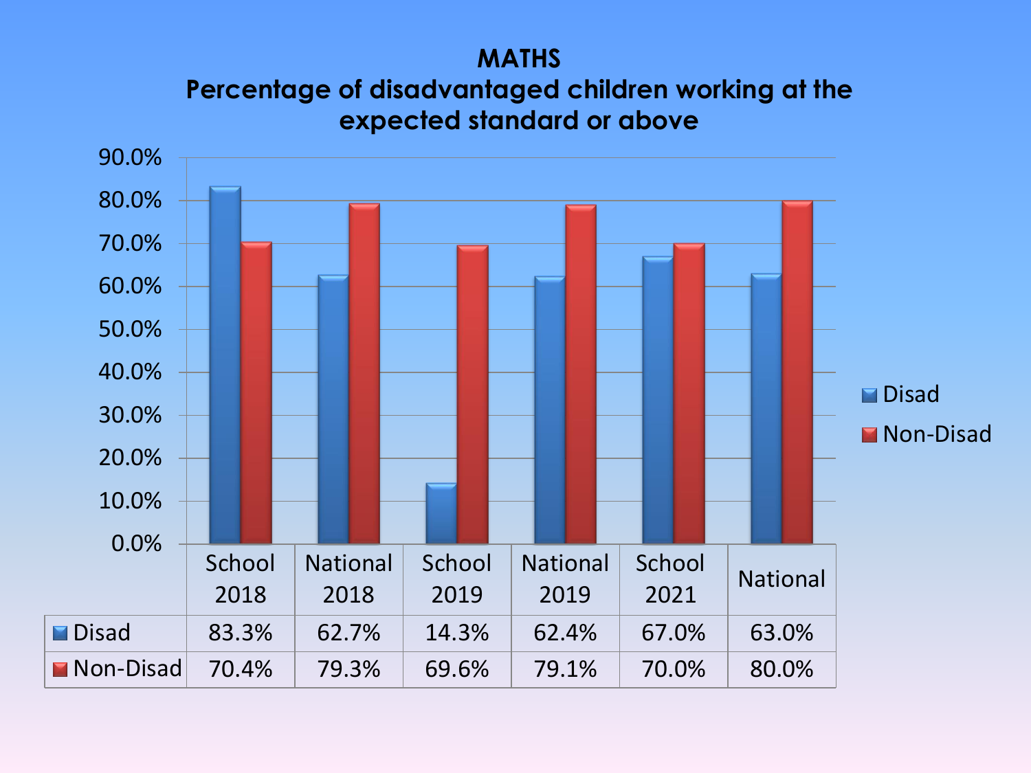# MATHS

## Percentage of disadvantaged children working at the expected standard or above

90.0%
80.0%
70.0%
60.0%
50.0%
40.0%
30.0%
20.0%
10.0%
0.0%

Disad
Non-Disad

| | School 2018 | National 2018 | School 2019 | National 2019 | School 2021 | National |
|---|---|---|---|---|---|---|
| Disad | 83.3% | 62.7% | 14.3% | 62.4% | 67.0% | 63.0% |
| Non-Disad | 70.4% | 79.3% | 69.6% | 79.1% | 70.0% | 80.0% |